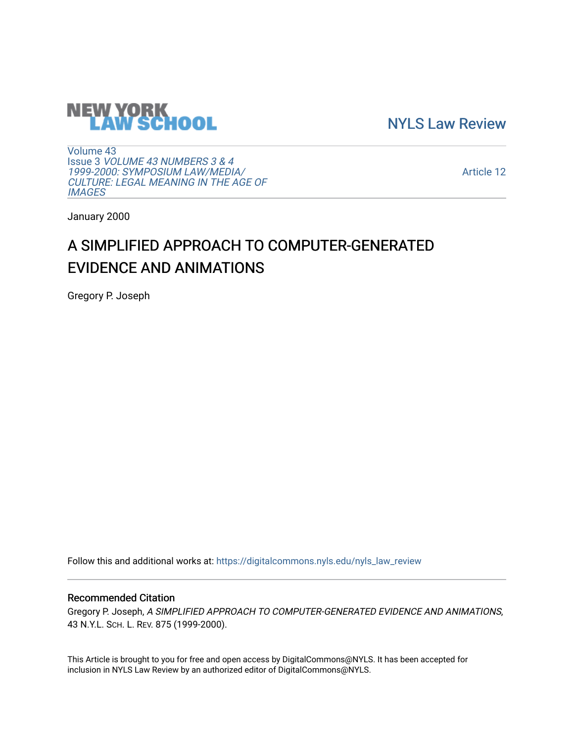NEW YORK LAW SCHOOL

NYLS Law Review

Volume 43
Issue 3 *VOLUME 43 NUMBERS 3 & 4 1999-2000: SYMPOSIUM LAW/MEDIA/ CULTURE: LEGAL MEANING IN THE AGE OF IMAGES*

Article 12

January 2000

# A SIMPLIFIED APPROACH TO COMPUTER-GENERATED EVIDENCE AND ANIMATIONS

Gregory P. Joseph

Follow this and additional works at: https://digitalcommons.nyls.edu/nyls_law_review

## Recommended Citation

Gregory P. Joseph, *A SIMPLIFIED APPROACH TO COMPUTER-GENERATED EVIDENCE AND ANIMATIONS*, 43 N.Y.L. Sch. L. Rev. 875 (1999-2000).

This Article is brought to you for free and open access by DigitalCommons@NYLS. It has been accepted for inclusion in NYLS Law Review by an authorized editor of DigitalCommons@NYLS.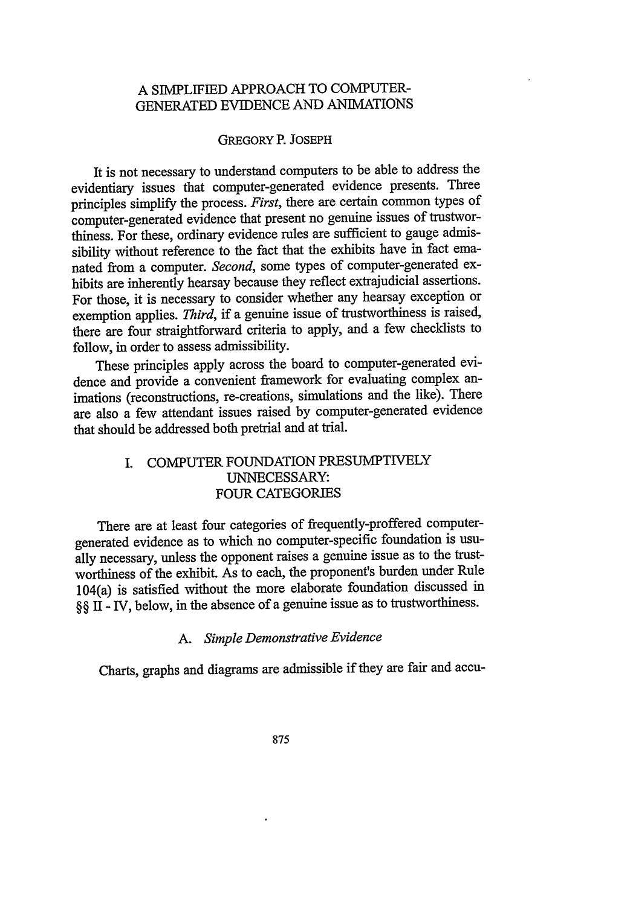# A SIMPLIFIED APPROACH TO COMPUTER-GENERATED EVIDENCE AND ANIMATIONS

GREGORY P. JOSEPH

It is not necessary to understand computers to be able to address the evidentiary issues that computer-generated evidence presents. Three principles simplify the process. *First*, there are certain common types of computer-generated evidence that present no genuine issues of trustworthiness. For these, ordinary evidence rules are sufficient to gauge admissibility without reference to the fact that the exhibits have in fact emanated from a computer. *Second*, some types of computer-generated exhibits are inherently hearsay because they reflect extrajudicial assertions. For those, it is necessary to consider whether any hearsay exception or exemption applies. *Third*, if a genuine issue of trustworthiness is raised, there are four straightforward criteria to apply, and a few checklists to follow, in order to assess admissibility.

These principles apply across the board to computer-generated evidence and provide a convenient framework for evaluating complex animations (reconstructions, re-creations, simulations and the like). There are also a few attendant issues raised by computer-generated evidence that should be addressed both pretrial and at trial.

## I. COMPUTER FOUNDATION PRESUMPTIVELY UNNECESSARY: FOUR CATEGORIES

There are at least four categories of frequently-proffered computer-generated evidence as to which no computer-specific foundation is usually necessary, unless the opponent raises a genuine issue as to the trustworthiness of the exhibit. As to each, the proponent's burden under Rule 104(a) is satisfied without the more elaborate foundation discussed in §§ II - IV, below, in the absence of a genuine issue as to trustworthiness.

### A. *Simple Demonstrative Evidence*

Charts, graphs and diagrams are admissible if they are fair and accu-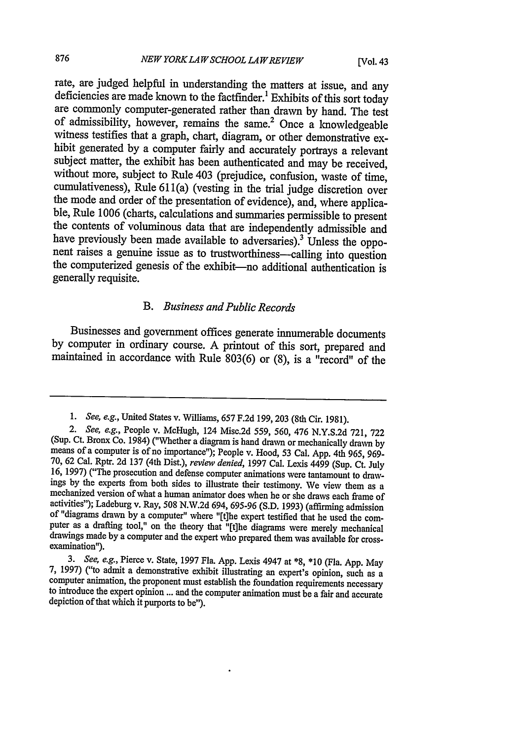rate, are judged helpful in understanding the matters at issue, and any deficiencies are made known to the factfinder.[1] Exhibits of this sort today are commonly computer-generated rather than drawn by hand. The test of admissibility, however, remains the same.[2] Once a knowledgeable witness testifies that a graph, chart, diagram, or other demonstrative exhibit generated by a computer fairly and accurately portrays a relevant subject matter, the exhibit has been authenticated and may be received, without more, subject to Rule 403 (prejudice, confusion, waste of time, cumulativeness), Rule 611(a) (vesting in the trial judge discretion over the mode and order of the presentation of evidence), and, where applicable, Rule 1006 (charts, calculations and summaries permissible to present the contents of voluminous data that are independently admissible and have previously been made available to adversaries).[3] Unless the opponent raises a genuine issue as to trustworthiness—calling into question the computerized genesis of the exhibit—no additional authentication is generally requisite.

### B. *Business and Public Records*

Businesses and government offices generate innumerable documents by computer in ordinary course. A printout of this sort, prepared and maintained in accordance with Rule 803(6) or (8), is a "record" of the

---

1. *See, e.g.*, United States v. Williams, 657 F.2d 199, 203 (8th Cir. 1981).

2. *See, e.g.*, People v. McHugh, 124 Misc.2d 559, 560, 476 N.Y.S.2d 721, 722 (Sup. Ct. Bronx Co. 1984) ("Whether a diagram is hand drawn or mechanically drawn by means of a computer is of no importance"); People v. Hood, 53 Cal. App. 4th 965, 969-70, 62 Cal. Rptr. 2d 137 (4th Dist.), *review denied*, 1997 Cal. Lexis 4499 (Sup. Ct. July 16, 1997) ("The prosecution and defense computer animations were tantamount to drawings by the experts from both sides to illustrate their testimony. We view them as a mechanized version of what a human animator does when he or she draws each frame of activities"); Ladeburg v. Ray, 508 N.W.2d 694, 695-96 (S.D. 1993) (affirming admission of "diagrams drawn by a computer" where "[t]he expert testified that he used the computer as a drafting tool," on the theory that "[t]he diagrams were merely mechanical drawings made by a computer and the expert who prepared them was available for cross-examination").

3. *See, e.g.*, Pierce v. State, 1997 Fla. App. Lexis 4947 at *8, *10 (Fla. App. May 7, 1997) ("to admit a demonstrative exhibit illustrating an expert's opinion, such as a computer animation, the proponent must establish the foundation requirements necessary to introduce the expert opinion ... and the computer animation must be a fair and accurate depiction of that which it purports to be").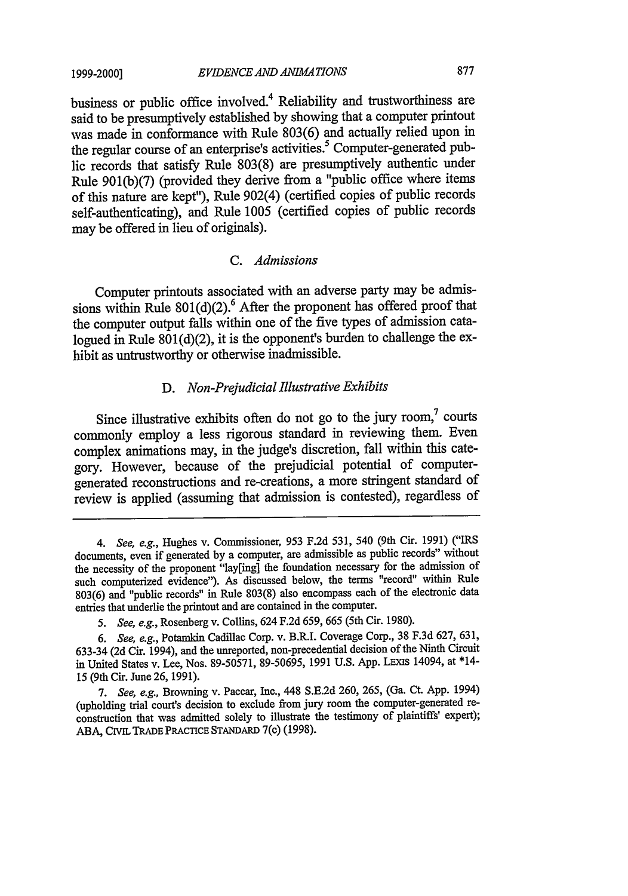business or public office involved.[4] Reliability and trustworthiness are said to be presumptively established by showing that a computer printout was made in conformance with Rule 803(6) and actually relied upon in the regular course of an enterprise's activities.[5] Computer-generated public records that satisfy Rule 803(8) are presumptively authentic under Rule 901(b)(7) (provided they derive from a "public office where items of this nature are kept"), Rule 902(4) (certified copies of public records self-authenticating), and Rule 1005 (certified copies of public records may be offered in lieu of originals).

### C. *Admissions*

Computer printouts associated with an adverse party may be admissions within Rule 801(d)(2).[6] After the proponent has offered proof that the computer output falls within one of the five types of admission catalogued in Rule 801(d)(2), it is the opponent's burden to challenge the exhibit as untrustworthy or otherwise inadmissible.

### D. *Non-Prejudicial Illustrative Exhibits*

Since illustrative exhibits often do not go to the jury room,[7] courts commonly employ a less rigorous standard in reviewing them. Even complex animations may, in the judge's discretion, fall within this category. However, because of the prejudicial potential of computer-generated reconstructions and re-creations, a more stringent standard of review is applied (assuming that admission is contested), regardless of

---

4. *See, e.g.*, Hughes v. Commissioner, 953 F.2d 531, 540 (9th Cir. 1991) ("IRS documents, even if generated by a computer, are admissible as public records" without the necessity of the proponent "lay[ing] the foundation necessary for the admission of such computerized evidence"). As discussed below, the terms "record" within Rule 803(6) and "public records" in Rule 803(8) also encompass each of the electronic data entries that underlie the printout and are contained in the computer.

5. *See, e.g.*, Rosenberg v. Collins, 624 F.2d 659, 665 (5th Cir. 1980).

6. *See, e.g.*, Potamkin Cadillac Corp. v. B.R.I. Coverage Corp., 38 F.3d 627, 631, 633-34 (2d Cir. 1994), and the unreported, non-precedential decision of the Ninth Circuit in United States v. Lee, Nos. 89-50571, 89-50695, 1991 U.S. App. LEXIS 14094, at *14-15 (9th Cir. June 26, 1991).

7. *See, e.g.*, Browning v. Paccar, Inc., 448 S.E.2d 260, 265, (Ga. Ct. App. 1994) (upholding trial court's decision to exclude from jury room the computer-generated reconstruction that was admitted solely to illustrate the testimony of plaintiffs' expert); ABA, CIVIL TRADE PRACTICE STANDARD 7(c) (1998).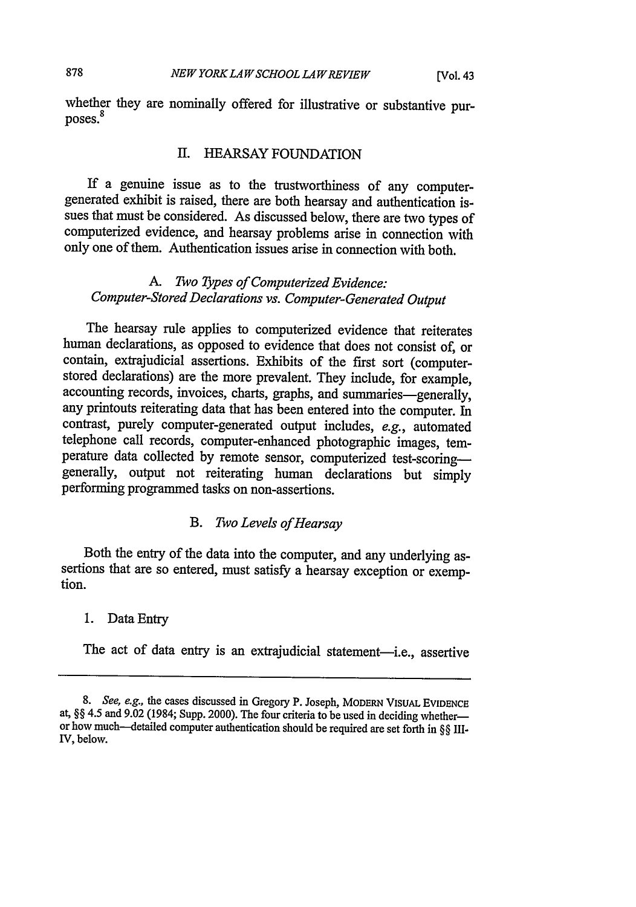whether they are nominally offered for illustrative or substantive purposes.[8]

## II. HEARSAY FOUNDATION

If a genuine issue as to the trustworthiness of any computer-generated exhibit is raised, there are both hearsay and authentication issues that must be considered. As discussed below, there are two types of computerized evidence, and hearsay problems arise in connection with only one of them. Authentication issues arise in connection with both.

### A. *Two Types of Computerized Evidence: Computer-Stored Declarations vs. Computer-Generated Output*

The hearsay rule applies to computerized evidence that reiterates human declarations, as opposed to evidence that does not consist of, or contain, extrajudicial assertions. Exhibits of the first sort (computer-stored declarations) are the more prevalent. They include, for example, accounting records, invoices, charts, graphs, and summaries—generally, any printouts reiterating data that has been entered into the computer. In contrast, purely computer-generated output includes, *e.g.*, automated telephone call records, computer-enhanced photographic images, temperature data collected by remote sensor, computerized test-scoring—generally, output not reiterating human declarations but simply performing programmed tasks on non-assertions.

### B. *Two Levels of Hearsay*

Both the entry of the data into the computer, and any underlying assertions that are so entered, must satisfy a hearsay exception or exemption.

#### 1. Data Entry

The act of data entry is an extrajudicial statement—i.e., assertive

---

8. *See, e.g.*, the cases discussed in Gregory P. Joseph, MODERN VISUAL EVIDENCE at, §§ 4.5 and 9.02 (1984; Supp. 2000). The four criteria to be used in deciding whether—or how much—detailed computer authentication should be required are set forth in §§ III-IV, below.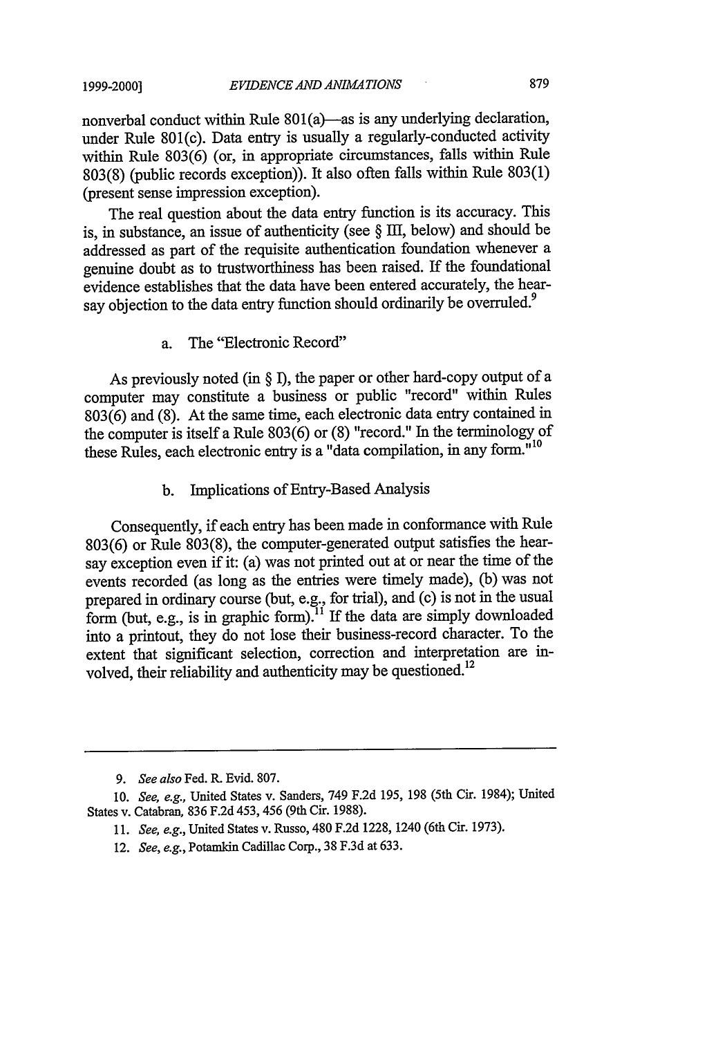nonverbal conduct within Rule 801(a)—as is any underlying declaration, under Rule 801(c). Data entry is usually a regularly-conducted activity within Rule 803(6) (or, in appropriate circumstances, falls within Rule 803(8) (public records exception)). It also often falls within Rule 803(1) (present sense impression exception).

The real question about the data entry function is its accuracy. This is, in substance, an issue of authenticity (see § III, below) and should be addressed as part of the requisite authentication foundation whenever a genuine doubt as to trustworthiness has been raised. If the foundational evidence establishes that the data have been entered accurately, the hearsay objection to the data entry function should ordinarily be overruled.[9]

#### a. The "Electronic Record"

As previously noted (in § I), the paper or other hard-copy output of a computer may constitute a business or public "record" within Rules 803(6) and (8). At the same time, each electronic data entry contained in the computer is itself a Rule 803(6) or (8) "record." In the terminology of these Rules, each electronic entry is a "data compilation, in any form."[10]

#### b. Implications of Entry-Based Analysis

Consequently, if each entry has been made in conformance with Rule 803(6) or Rule 803(8), the computer-generated output satisfies the hearsay exception even if it: (a) was not printed out at or near the time of the events recorded (as long as the entries were timely made), (b) was not prepared in ordinary course (but, e.g., for trial), and (c) is not in the usual form (but, e.g., is in graphic form).[11] If the data are simply downloaded into a printout, they do not lose their business-record character. To the extent that significant selection, correction and interpretation are involved, their reliability and authenticity may be questioned.[12]

---

9. *See also* Fed. R. Evid. 807.

10. *See, e.g.*, United States v. Sanders, 749 F.2d 195, 198 (5th Cir. 1984); United States v. Catabran, 836 F.2d 453, 456 (9th Cir. 1988).

11. *See, e.g.*, United States v. Russo, 480 F.2d 1228, 1240 (6th Cir. 1973).

12. *See, e.g.*, Potamkin Cadillac Corp., 38 F.3d at 633.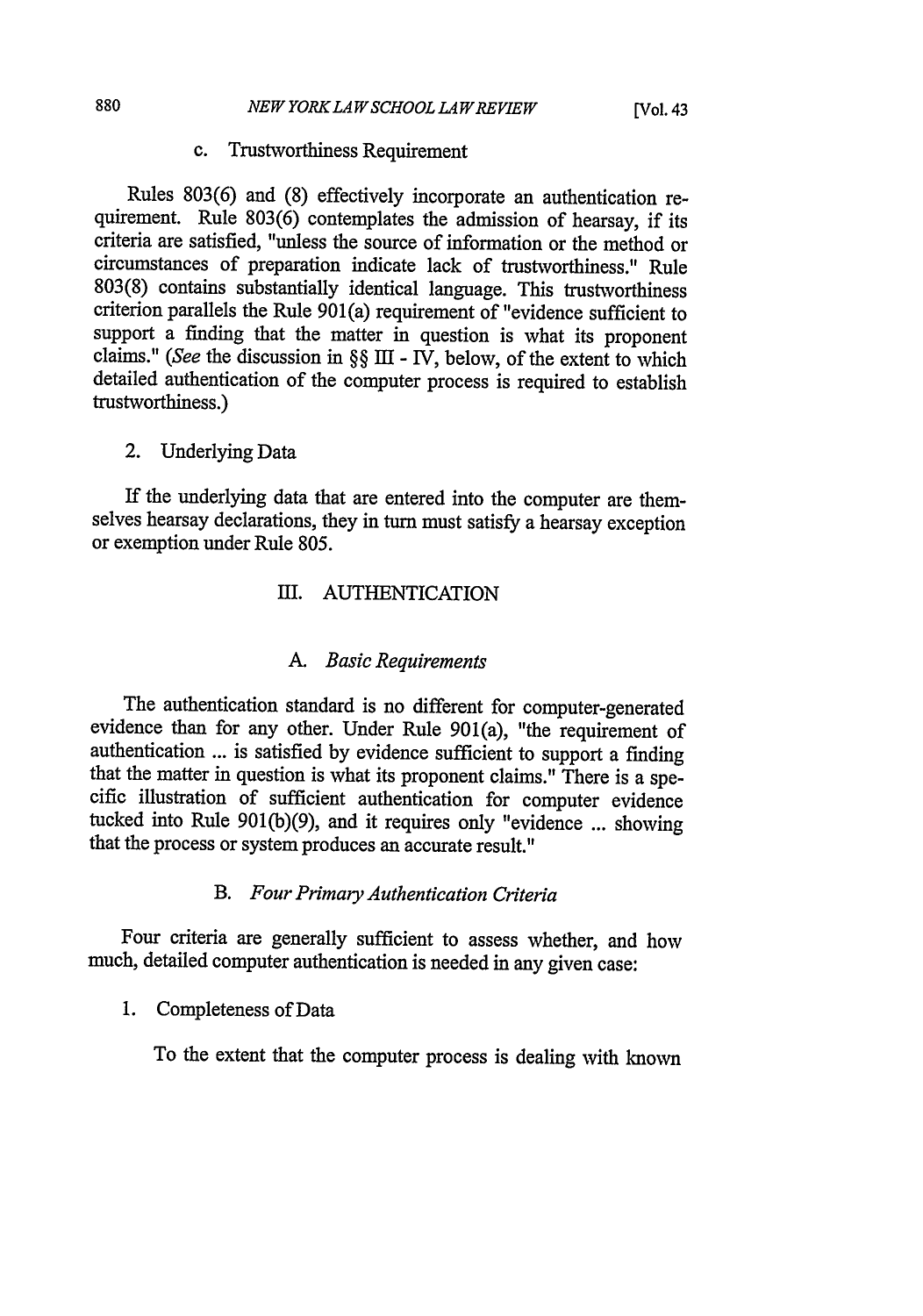c. Trustworthiness Requirement

Rules 803(6) and (8) effectively incorporate an authentication requirement. Rule 803(6) contemplates the admission of hearsay, if its criteria are satisfied, "unless the source of information or the method or circumstances of preparation indicate lack of trustworthiness." Rule 803(8) contains substantially identical language. This trustworthiness criterion parallels the Rule 901(a) requirement of "evidence sufficient to support a finding that the matter in question is what its proponent claims." (*See* the discussion in §§ III - IV, below, of the extent to which detailed authentication of the computer process is required to establish trustworthiness.)

2. Underlying Data

If the underlying data that are entered into the computer are themselves hearsay declarations, they in turn must satisfy a hearsay exception or exemption under Rule 805.

## III. AUTHENTICATION

### A. *Basic Requirements*

The authentication standard is no different for computer-generated evidence than for any other. Under Rule 901(a), "the requirement of authentication ... is satisfied by evidence sufficient to support a finding that the matter in question is what its proponent claims." There is a specific illustration of sufficient authentication for computer evidence tucked into Rule 901(b)(9), and it requires only "evidence ... showing that the process or system produces an accurate result."

### B. *Four Primary Authentication Criteria*

Four criteria are generally sufficient to assess whether, and how much, detailed computer authentication is needed in any given case:

1. Completeness of Data

To the extent that the computer process is dealing with known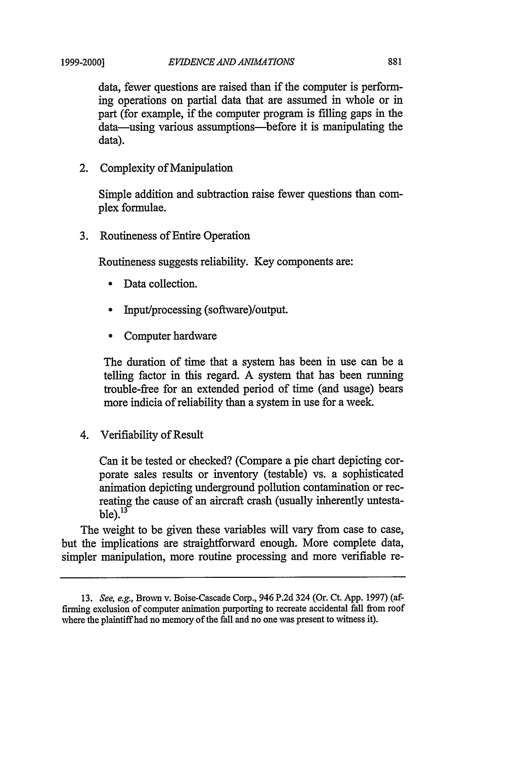data, fewer questions are raised than if the computer is performing operations on partial data that are assumed in whole or in part (for example, if the computer program is filling gaps in the data—using various assumptions—before it is manipulating the data).

2. Complexity of Manipulation

   Simple addition and subtraction raise fewer questions than complex formulae.

3. Routineness of Entire Operation

   Routineness suggests reliability. Key components are:

   - Data collection.
   - Input/processing (software)/output.
   - Computer hardware

   The duration of time that a system has been in use can be a telling factor in this regard. A system that has been running trouble-free for an extended period of time (and usage) bears more indicia of reliability than a system in use for a week.

4. Verifiability of Result

   Can it be tested or checked? (Compare a pie chart depicting corporate sales results or inventory (testable) vs. a sophisticated animation depicting underground pollution contamination or recreating the cause of an aircraft crash (usually inherently untestable).[13]

The weight to be given these variables will vary from case to case, but the implications are straightforward enough. More complete data, simpler manipulation, more routine processing and more verifiable re-

---

13. *See, e.g.,* Brown v. Boise-Cascade Corp., 946 P.2d 324 (Or. Ct. App. 1997) (affirming exclusion of computer animation purporting to recreate accidental fall from roof where the plaintiff had no memory of the fall and no one was present to witness it).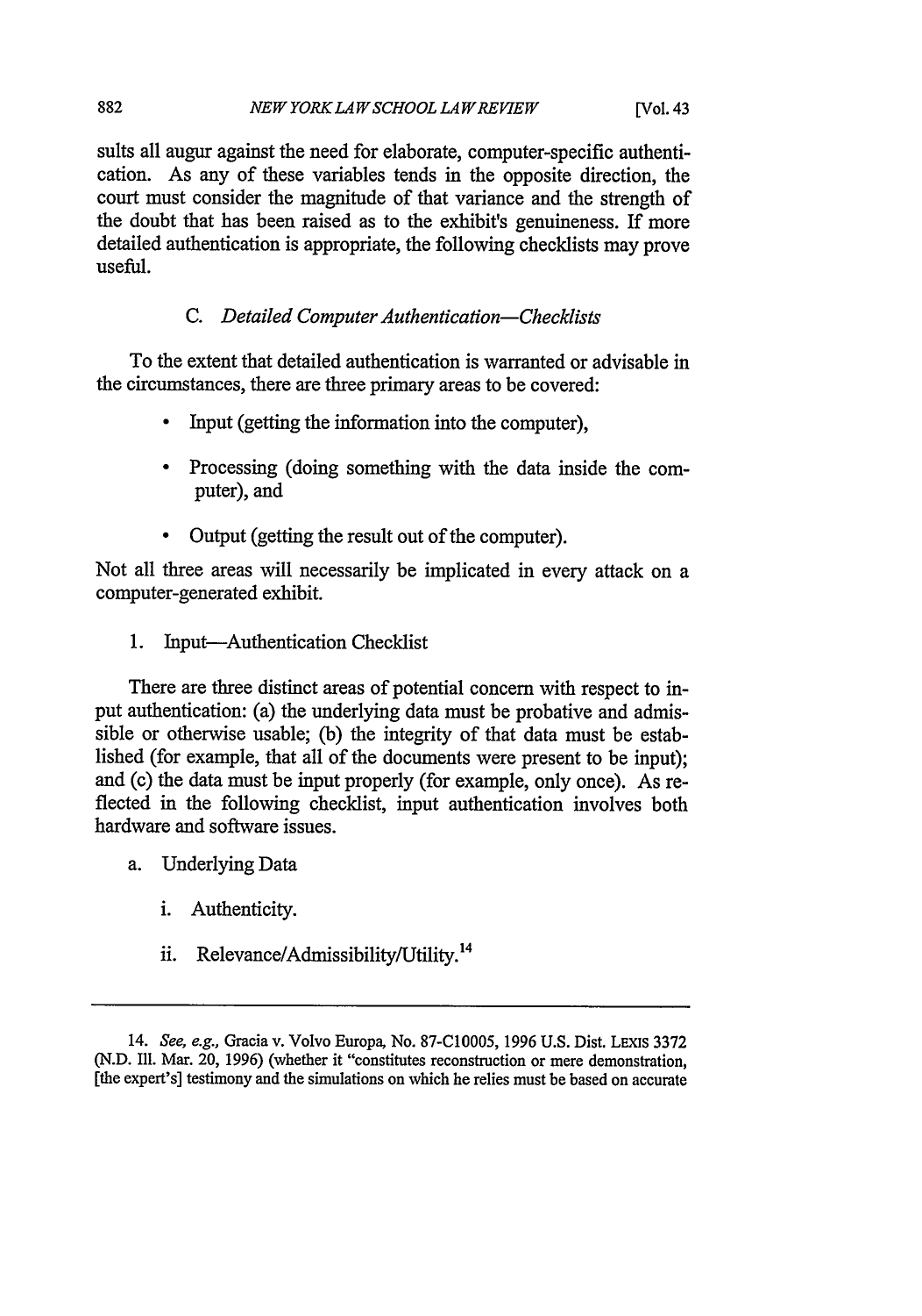sults all augur against the need for elaborate, computer-specific authentication. As any of these variables tends in the opposite direction, the court must consider the magnitude of that variance and the strength of the doubt that has been raised as to the exhibit's genuineness. If more detailed authentication is appropriate, the following checklists may prove useful.

### C. *Detailed Computer Authentication—Checklists*

To the extent that detailed authentication is warranted or advisable in the circumstances, there are three primary areas to be covered:

- Input (getting the information into the computer),
- Processing (doing something with the data inside the computer), and
- Output (getting the result out of the computer).

Not all three areas will necessarily be implicated in every attack on a computer-generated exhibit.

#### 1. Input—Authentication Checklist

There are three distinct areas of potential concern with respect to input authentication: (a) the underlying data must be probative and admissible or otherwise usable; (b) the integrity of that data must be established (for example, that all of the documents were present to be input); and (c) the data must be input properly (for example, only once). As reflected in the following checklist, input authentication involves both hardware and software issues.

a. Underlying Data

   i. Authenticity.

   ii. Relevance/Admissibility/Utility.[14]

---

14. *See, e.g.,* Gracia v. Volvo Europa, No. 87-C10005, 1996 U.S. Dist. LEXIS 3372 (N.D. Ill. Mar. 20, 1996) (whether it "constitutes reconstruction or mere demonstration, [the expert's] testimony and the simulations on which he relies must be based on accurate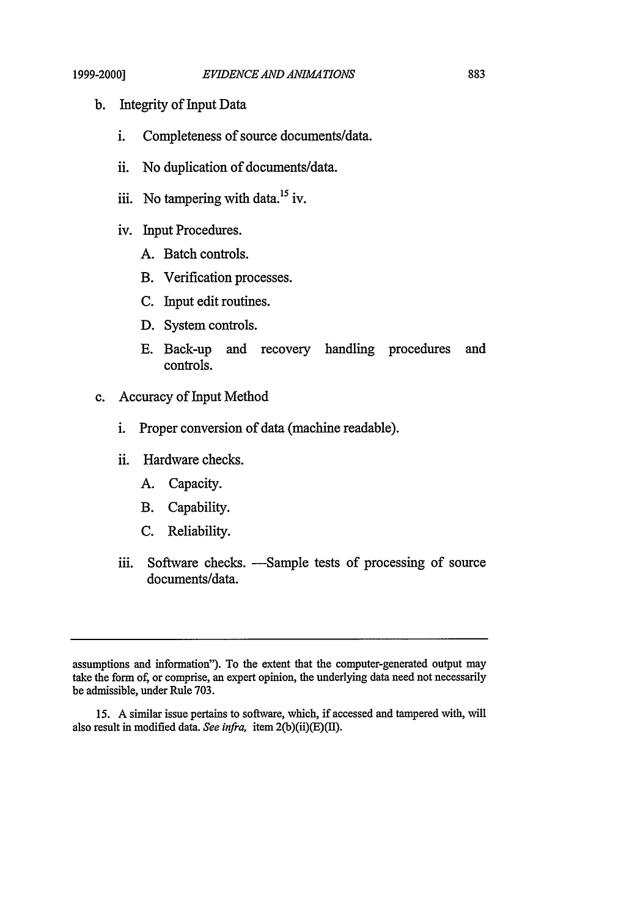b. Integrity of Input Data

   i. Completeness of source documents/data.

   ii. No duplication of documents/data.

   iii. No tampering with data.[15] iv.

   iv. Input Procedures.

      A. Batch controls.

      B. Verification processes.

      C. Input edit routines.

      D. System controls.

      E. Back-up and recovery handling procedures and controls.

c. Accuracy of Input Method

   i. Proper conversion of data (machine readable).

   ii. Hardware checks.

      A. Capacity.

      B. Capability.

      C. Reliability.

   iii. Software checks. —Sample tests of processing of source documents/data.

---

assumptions and information"). To the extent that the computer-generated output may take the form of, or comprise, an expert opinion, the underlying data need not necessarily be admissible, under Rule 703.

15. A similar issue pertains to software, which, if accessed and tampered with, will also result in modified data. *See infra,* item 2(b)(ii)(E)(II).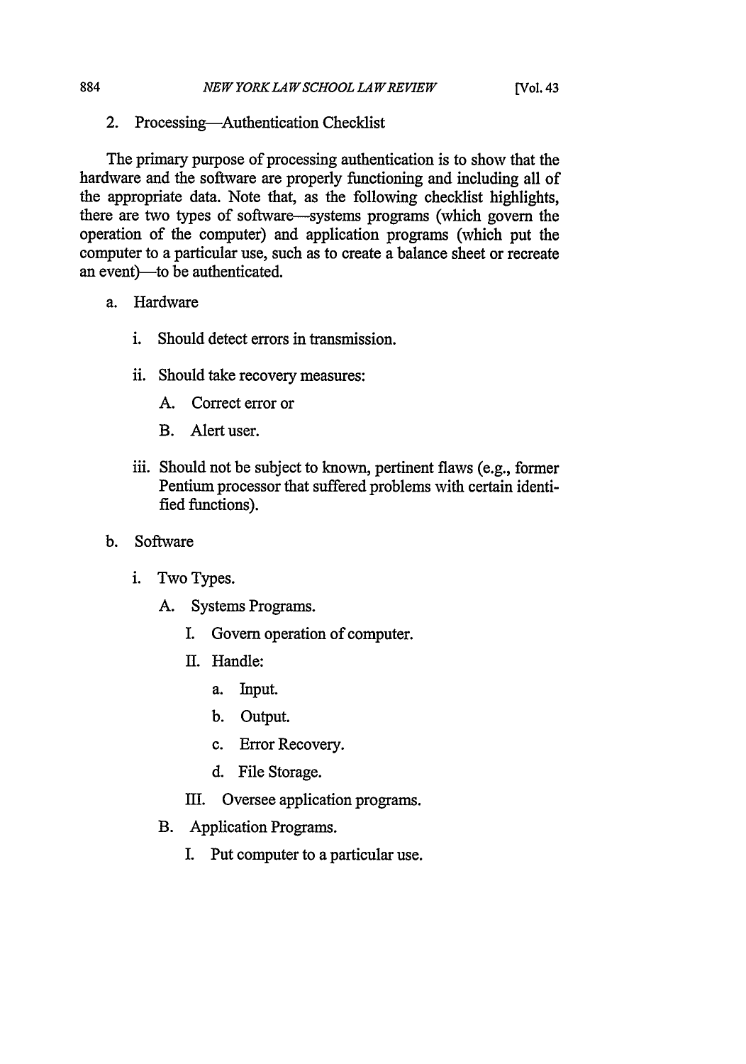2. Processing—Authentication Checklist

The primary purpose of processing authentication is to show that the hardware and the software are properly functioning and including all of the appropriate data. Note that, as the following checklist highlights, there are two types of software—systems programs (which govern the operation of the computer) and application programs (which put the computer to a particular use, such as to create a balance sheet or recreate an event)—to be authenticated.

a. Hardware

   i. Should detect errors in transmission.

   ii. Should take recovery measures:

      A. Correct error or

      B. Alert user.

   iii. Should not be subject to known, pertinent flaws (e.g., former Pentium processor that suffered problems with certain identified functions).

b. Software

   i. Two Types.

      A. Systems Programs.

         I. Govern operation of computer.

         II. Handle:

            a. Input.

            b. Output.

            c. Error Recovery.

            d. File Storage.

         III. Oversee application programs.

      B. Application Programs.

         I. Put computer to a particular use.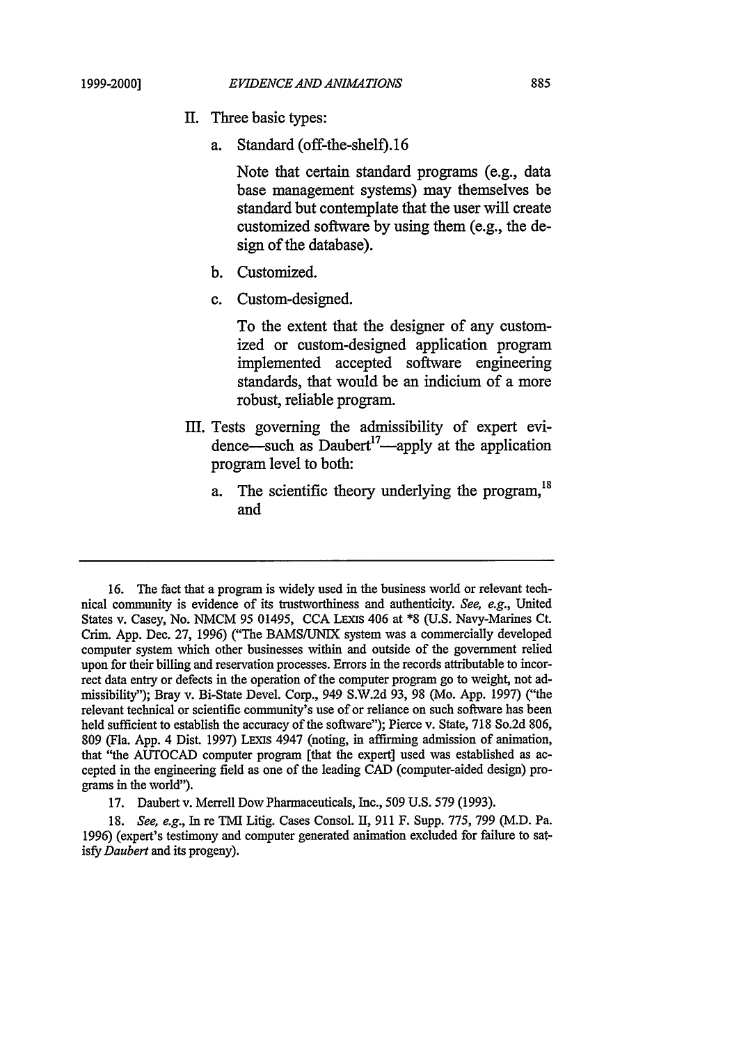II. Three basic types:

   a. Standard (off-the-shelf).16

      Note that certain standard programs (e.g., data base management systems) may themselves be standard but contemplate that the user will create customized software by using them (e.g., the design of the database).

   b. Customized.

   c. Custom-designed.

      To the extent that the designer of any customized or custom-designed application program implemented accepted software engineering standards, that would be an indicium of a more robust, reliable program.

III. Tests governing the admissibility of expert evidence—such as Daubert[17]—apply at the application program level to both:

   a. The scientific theory underlying the program,[18] and

---

16. The fact that a program is widely used in the business world or relevant technical community is evidence of its trustworthiness and authenticity. *See, e.g.*, United States v. Casey, No. NMCM 95 01495, CCA LEXIS 406 at *8 (U.S. Navy-Marines Ct. Crim. App. Dec. 27, 1996) ("The BAMS/UNIX system was a commercially developed computer system which other businesses within and outside of the government relied upon for their billing and reservation processes. Errors in the records attributable to incorrect data entry or defects in the operation of the computer program go to weight, not admissibility"); Bray v. Bi-State Devel. Corp., 949 S.W.2d 93, 98 (Mo. App. 1997) ("the relevant technical or scientific community's use of or reliance on such software has been held sufficient to establish the accuracy of the software"); Pierce v. State, 718 So.2d 806, 809 (Fla. App. 4 Dist. 1997) LEXIS 4947 (noting, in affirming admission of animation, that "the AUTOCAD computer program [that the expert] used was established as accepted in the engineering field as one of the leading CAD (computer-aided design) programs in the world").

17. Daubert v. Merrell Dow Pharmaceuticals, Inc., 509 U.S. 579 (1993).

18. *See, e.g.*, In re TMI Litig. Cases Consol. II, 911 F. Supp. 775, 799 (M.D. Pa. 1996) (expert's testimony and computer generated animation excluded for failure to satisfy *Daubert* and its progeny).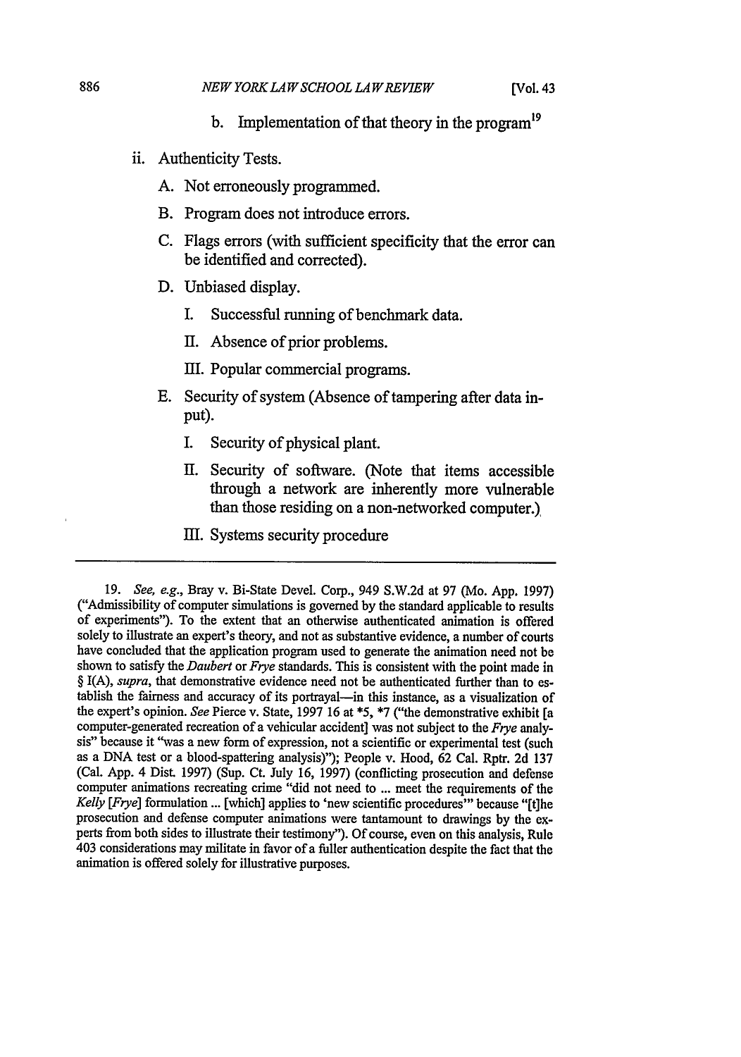b. Implementation of that theory in the program[19]

ii. Authenticity Tests.

A. Not erroneously programmed.

B. Program does not introduce errors.

C. Flags errors (with sufficient specificity that the error can be identified and corrected).

D. Unbiased display.

I. Successful running of benchmark data.

II. Absence of prior problems.

III. Popular commercial programs.

E. Security of system (Absence of tampering after data input).

I. Security of physical plant.

II. Security of software. (Note that items accessible through a network are inherently more vulnerable than those residing on a non-networked computer.)

III. Systems security procedure

---

19. *See, e.g.*, Bray v. Bi-State Devel. Corp., 949 S.W.2d at 97 (Mo. App. 1997) ("Admissibility of computer simulations is governed by the standard applicable to results of experiments"). To the extent that an otherwise authenticated animation is offered solely to illustrate an expert's theory, and not as substantive evidence, a number of courts have concluded that the application program used to generate the animation need not be shown to satisfy the *Daubert* or *Frye* standards. This is consistent with the point made in § I(A), *supra*, that demonstrative evidence need not be authenticated further than to establish the fairness and accuracy of its portrayal—in this instance, as a visualization of the expert's opinion. *See* Pierce v. State, 1997 16 at *5, *7 ("the demonstrative exhibit [a computer-generated recreation of a vehicular accident] was not subject to the *Frye* analysis" because it "was a new form of expression, not a scientific or experimental test (such as a DNA test or a blood-spattering analysis)"); People v. Hood, 62 Cal. Rptr. 2d 137 (Cal. App. 4 Dist. 1997) (Sup. Ct. July 16, 1997) (conflicting prosecution and defense computer animations recreating crime "did not need to ... meet the requirements of the *Kelly* [*Frye*] formulation ... [which] applies to 'new scientific procedures'" because "[t]he prosecution and defense computer animations were tantamount to drawings by the experts from both sides to illustrate their testimony"). Of course, even on this analysis, Rule 403 considerations may militate in favor of a fuller authentication despite the fact that the animation is offered solely for illustrative purposes.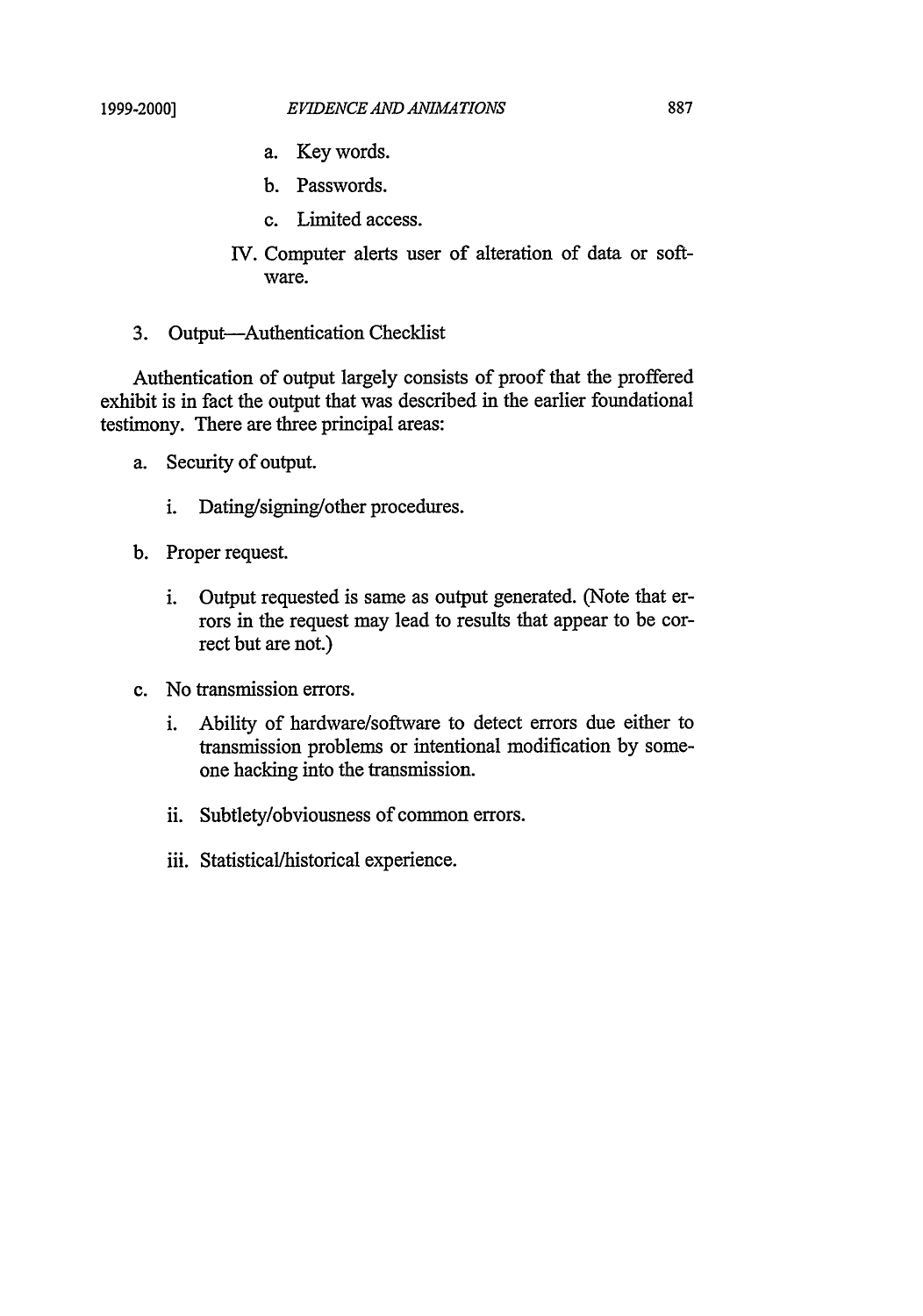a. Key words.

b. Passwords.

c. Limited access.

IV. Computer alerts user of alteration of data or software.

3. Output—Authentication Checklist

Authentication of output largely consists of proof that the proffered exhibit is in fact the output that was described in the earlier foundational testimony. There are three principal areas:

a. Security of output.

   i. Dating/signing/other procedures.

b. Proper request.

   i. Output requested is same as output generated. (Note that errors in the request may lead to results that appear to be correct but are not.)

c. No transmission errors.

   i. Ability of hardware/software to detect errors due either to transmission problems or intentional modification by someone hacking into the transmission.

   ii. Subtlety/obviousness of common errors.

   iii. Statistical/historical experience.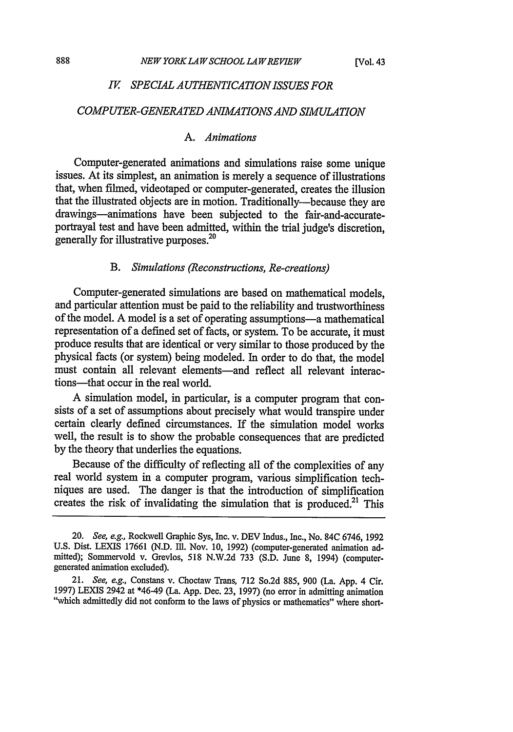## IV. SPECIAL AUTHENTICATION ISSUES FOR COMPUTER-GENERATED ANIMATIONS AND SIMULATION

### A. *Animations*

Computer-generated animations and simulations raise some unique issues. At its simplest, an animation is merely a sequence of illustrations that, when filmed, videotaped or computer-generated, creates the illusion that the illustrated objects are in motion. Traditionally—because they are drawings—animations have been subjected to the fair-and-accurate-portrayal test and have been admitted, within the trial judge's discretion, generally for illustrative purposes.[20]

### B. *Simulations (Reconstructions, Re-creations)*

Computer-generated simulations are based on mathematical models, and particular attention must be paid to the reliability and trustworthiness of the model. A model is a set of operating assumptions—a mathematical representation of a defined set of facts, or system. To be accurate, it must produce results that are identical or very similar to those produced by the physical facts (or system) being modeled. In order to do that, the model must contain all relevant elements—and reflect all relevant interactions—that occur in the real world.

A simulation model, in particular, is a computer program that consists of a set of assumptions about precisely what would transpire under certain clearly defined circumstances. If the simulation model works well, the result is to show the probable consequences that are predicted by the theory that underlies the equations.

Because of the difficulty of reflecting all of the complexities of any real world system in a computer program, various simplification techniques are used. The danger is that the introduction of simplification creates the risk of invalidating the simulation that is produced.[21] This

---

20. *See, e.g.*, Rockwell Graphic Sys, Inc. v. DEV Indus., Inc., No. 84C 6746, 1992 U.S. Dist. LEXIS 17661 (N.D. Ill. Nov. 10, 1992) (computer-generated animation admitted); Sommervold v. Grevlos, 518 N.W.2d 733 (S.D. June 8, 1994) (computer-generated animation excluded).

21. *See, e.g.*, Constans v. Choctaw Trans, 712 So.2d 885, 900 (La. App. 4 Cir. 1997) LEXIS 2942 at *46-49 (La. App. Dec. 23, 1997) (no error in admitting animation "which admittedly did not conform to the laws of physics or mathematics" where short-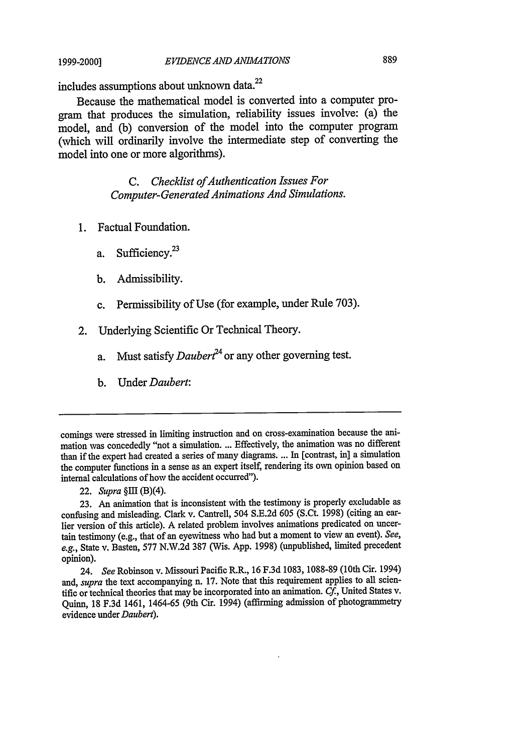includes assumptions about unknown data.[22]

Because the mathematical model is converted into a computer program that produces the simulation, reliability issues involve: (a) the model, and (b) conversion of the model into the computer program (which will ordinarily involve the intermediate step of converting the model into one or more algorithms).

### C. *Checklist of Authentication Issues For Computer-Generated Animations And Simulations.*

1. Factual Foundation.

   a. Sufficiency.[23]

   b. Admissibility.

   c. Permissibility of Use (for example, under Rule 703).

2. Underlying Scientific Or Technical Theory.

   a. Must satisfy *Daubert*[24] or any other governing test.

   b. Under *Daubert*:

---

comings were stressed in limiting instruction and on cross-examination because the animation was concededly "not a simulation. ... Effectively, the animation was no different than if the expert had created a series of many diagrams. ... In [contrast, in] a simulation the computer functions in a sense as an expert itself, rendering its own opinion based on internal calculations of how the accident occurred").

22. *Supra* §III (B)(4).

23. An animation that is inconsistent with the testimony is properly excludable as confusing and misleading. Clark v. Cantrell, 504 S.E.2d 605 (S.Ct. 1998) (citing an earlier version of this article). A related problem involves animations predicated on uncertain testimony (e.g., that of an eyewitness who had but a moment to view an event). *See, e.g.*, State v. Basten, 577 N.W.2d 387 (Wis. App. 1998) (unpublished, limited precedent opinion).

24. *See* Robinson v. Missouri Pacific R.R., 16 F.3d 1083, 1088-89 (10th Cir. 1994) and, *supra* the text accompanying n. 17. Note that this requirement applies to all scientific or technical theories that may be incorporated into an animation. *Cf.*, United States v. Quinn, 18 F.3d 1461, 1464-65 (9th Cir. 1994) (affirming admission of photogrammetry evidence under *Daubert*).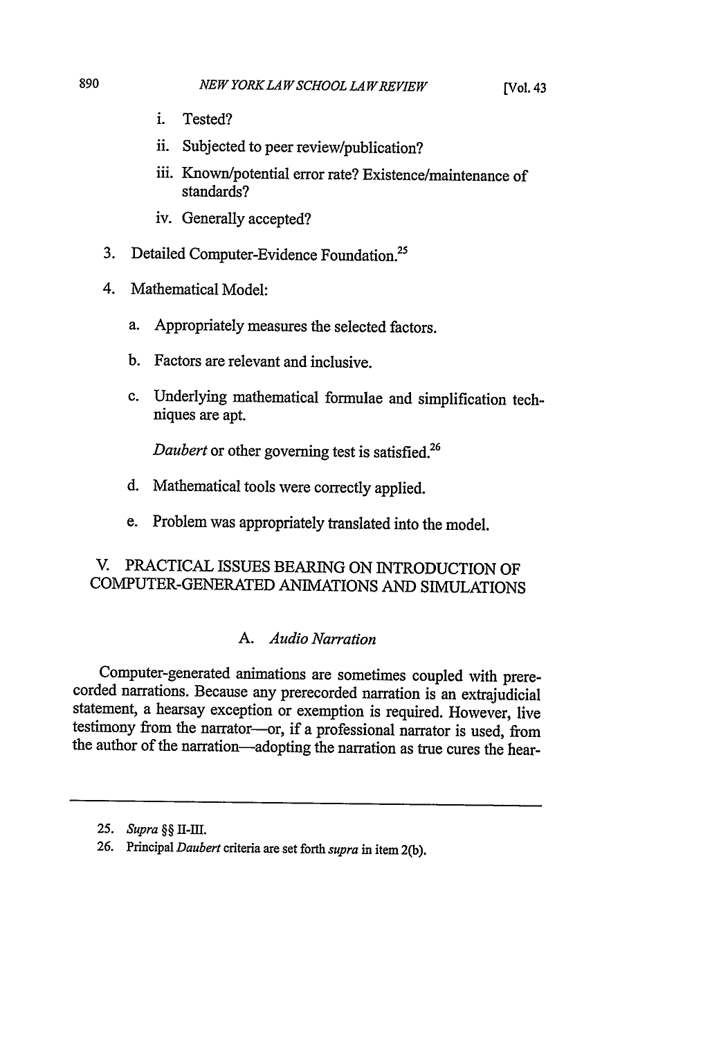i. Tested?

ii. Subjected to peer review/publication?

iii. Known/potential error rate? Existence/maintenance of standards?

iv. Generally accepted?

3. Detailed Computer-Evidence Foundation.[25]

4. Mathematical Model:

   a. Appropriately measures the selected factors.

   b. Factors are relevant and inclusive.

   c. Underlying mathematical formulae and simplification techniques are apt.

      *Daubert* or other governing test is satisfied.[26]

   d. Mathematical tools were correctly applied.

   e. Problem was appropriately translated into the model.

## V. PRACTICAL ISSUES BEARING ON INTRODUCTION OF COMPUTER-GENERATED ANIMATIONS AND SIMULATIONS

### A. *Audio Narration*

Computer-generated animations are sometimes coupled with prerecorded narrations. Because any prerecorded narration is an extrajudicial statement, a hearsay exception or exemption is required. However, live testimony from the narrator—or, if a professional narrator is used, from the author of the narration—adopting the narration as true cures the hear-

---

25. *Supra* §§ II-III.

26. Principal *Daubert* criteria are set forth *supra* in item 2(b).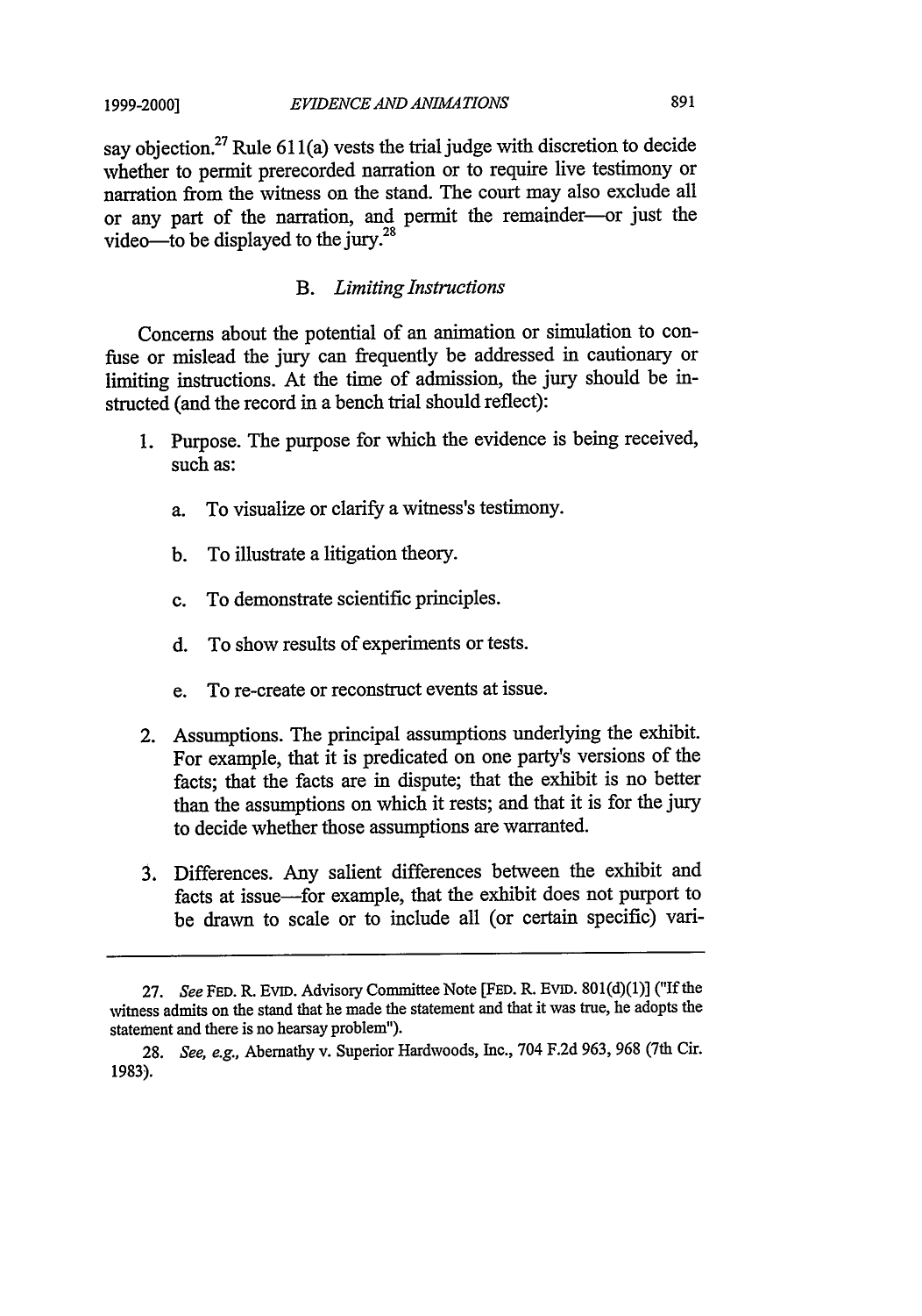say objection.[27] Rule 611(a) vests the trial judge with discretion to decide whether to permit prerecorded narration or to require live testimony or narration from the witness on the stand. The court may also exclude all or any part of the narration, and permit the remainder—or just the video—to be displayed to the jury.[28]

### B. *Limiting Instructions*

Concerns about the potential of an animation or simulation to confuse or mislead the jury can frequently be addressed in cautionary or limiting instructions. At the time of admission, the jury should be instructed (and the record in a bench trial should reflect):

1. Purpose. The purpose for which the evidence is being received, such as:

    a. To visualize or clarify a witness's testimony.

    b. To illustrate a litigation theory.

    c. To demonstrate scientific principles.

    d. To show results of experiments or tests.

    e. To re-create or reconstruct events at issue.

2. Assumptions. The principal assumptions underlying the exhibit. For example, that it is predicated on one party's versions of the facts; that the facts are in dispute; that the exhibit is no better than the assumptions on which it rests; and that it is for the jury to decide whether those assumptions are warranted.

3. Differences. Any salient differences between the exhibit and facts at issue—for example, that the exhibit does not purport to be drawn to scale or to include all (or certain specific) vari-

---

27. *See* FED. R. EVID. Advisory Committee Note [FED. R. EVID. 801(d)(1)] ("If the witness admits on the stand that he made the statement and that it was true, he adopts the statement and there is no hearsay problem").

28. *See, e.g.*, Abernathy v. Superior Hardwoods, Inc., 704 F.2d 963, 968 (7th Cir. 1983).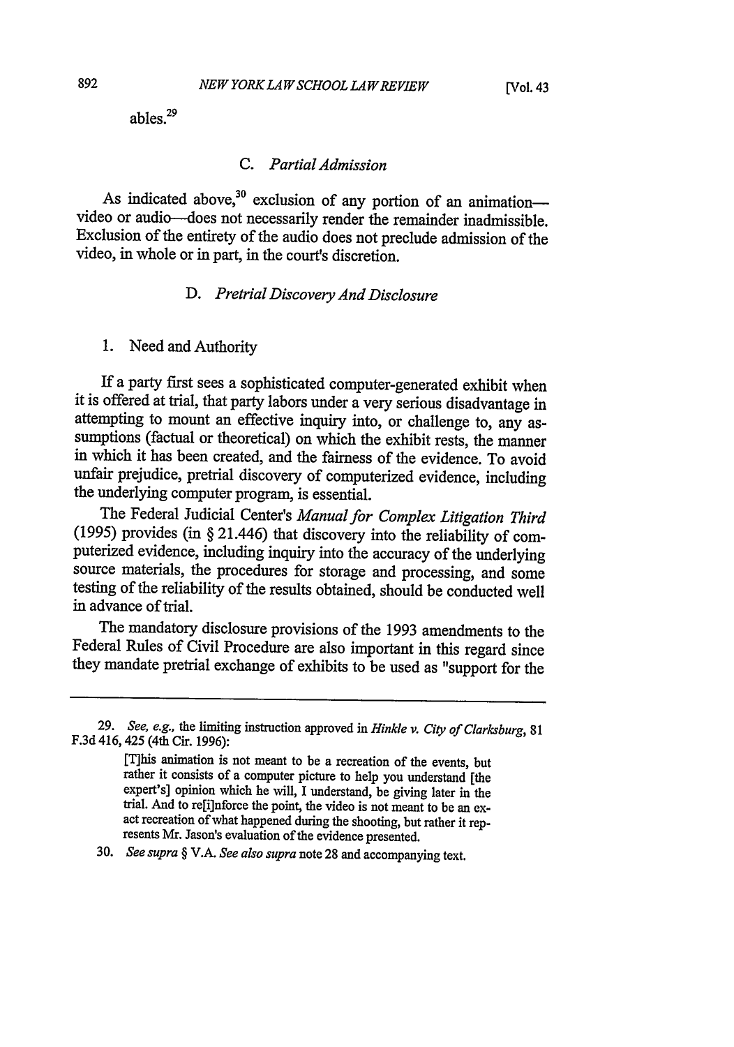ables.[29]

### C. *Partial Admission*

As indicated above,[30] exclusion of any portion of an animation—video or audio—does not necessarily render the remainder inadmissible. Exclusion of the entirety of the audio does not preclude admission of the video, in whole or in part, in the court's discretion.

### D. *Pretrial Discovery And Disclosure*

#### 1. Need and Authority

If a party first sees a sophisticated computer-generated exhibit when it is offered at trial, that party labors under a very serious disadvantage in attempting to mount an effective inquiry into, or challenge to, any assumptions (factual or theoretical) on which the exhibit rests, the manner in which it has been created, and the fairness of the evidence. To avoid unfair prejudice, pretrial discovery of computerized evidence, including the underlying computer program, is essential.

The Federal Judicial Center's *Manual for Complex Litigation Third* (1995) provides (in § 21.446) that discovery into the reliability of computerized evidence, including inquiry into the accuracy of the underlying source materials, the procedures for storage and processing, and some testing of the reliability of the results obtained, should be conducted well in advance of trial.

The mandatory disclosure provisions of the 1993 amendments to the Federal Rules of Civil Procedure are also important in this regard since they mandate pretrial exchange of exhibits to be used as "support for the

---

29. *See, e.g.*, the limiting instruction approved in *Hinkle v. City of Clarksburg*, 81 F.3d 416, 425 (4th Cir. 1996):

> [T]his animation is not meant to be a recreation of the events, but rather it consists of a computer picture to help you understand [the expert's] opinion which he will, I understand, be giving later in the trial. And to re[i]nforce the point, the video is not meant to be an exact recreation of what happened during the shooting, but rather it represents Mr. Jason's evaluation of the evidence presented.

30. *See supra* § V.A. *See also supra* note 28 and accompanying text.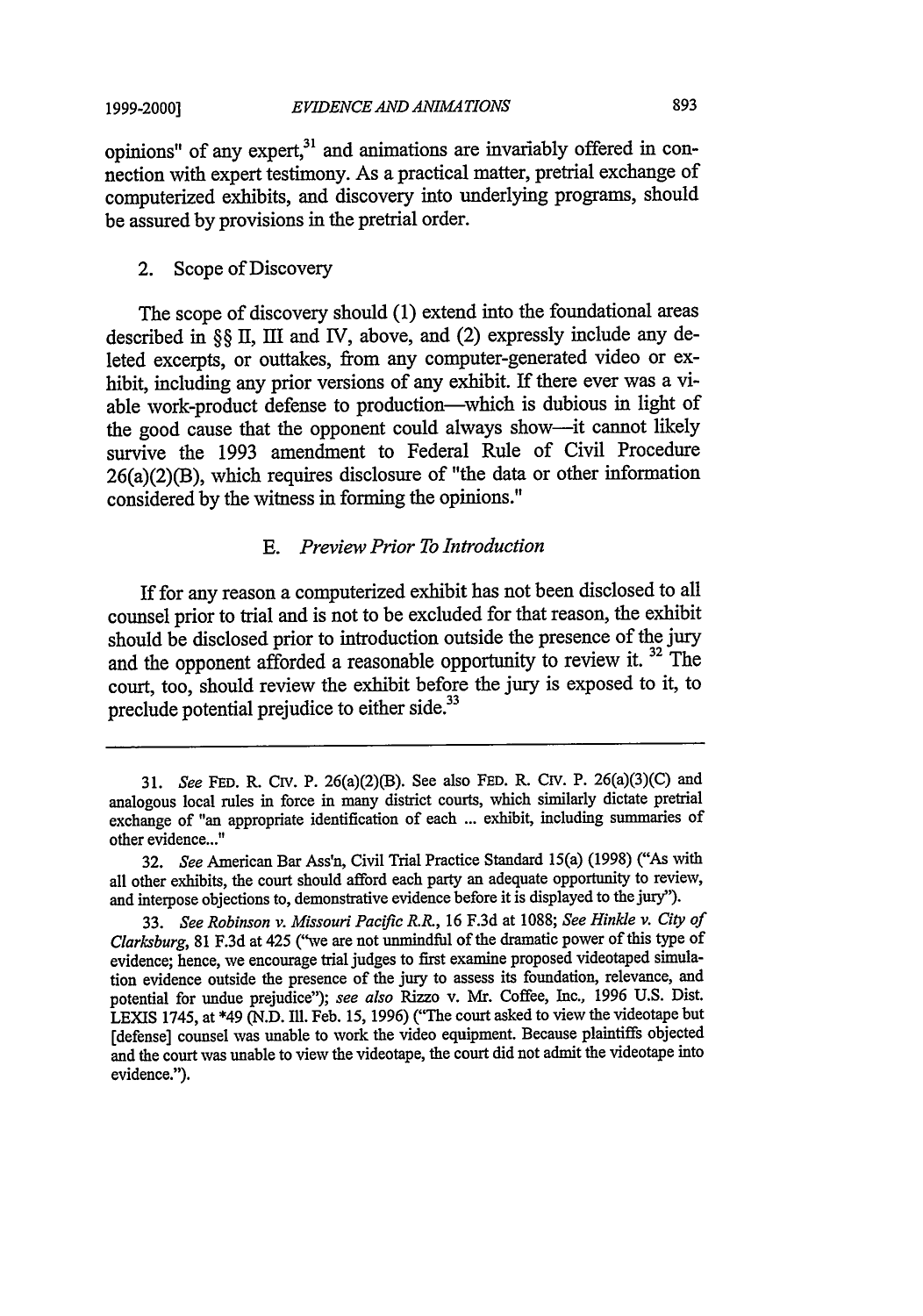opinions" of any expert,[31] and animations are invariably offered in connection with expert testimony. As a practical matter, pretrial exchange of computerized exhibits, and discovery into underlying programs, should be assured by provisions in the pretrial order.

2. Scope of Discovery

The scope of discovery should (1) extend into the foundational areas described in §§ II, III and IV, above, and (2) expressly include any deleted excerpts, or outtakes, from any computer-generated video or exhibit, including any prior versions of any exhibit. If there ever was a viable work-product defense to production—which is dubious in light of the good cause that the opponent could always show—it cannot likely survive the 1993 amendment to Federal Rule of Civil Procedure 26(a)(2)(B), which requires disclosure of "the data or other information considered by the witness in forming the opinions."

### E. *Preview Prior To Introduction*

If for any reason a computerized exhibit has not been disclosed to all counsel prior to trial and is not to be excluded for that reason, the exhibit should be disclosed prior to introduction outside the presence of the jury and the opponent afforded a reasonable opportunity to review it.[32] The court, too, should review the exhibit before the jury is exposed to it, to preclude potential prejudice to either side.[33]

---

31. *See* FED. R. CIV. P. 26(a)(2)(B). See also FED. R. CIV. P. 26(a)(3)(C) and analogous local rules in force in many district courts, which similarly dictate pretrial exchange of "an appropriate identification of each ... exhibit, including summaries of other evidence..."

32. *See* American Bar Ass'n, Civil Trial Practice Standard 15(a) (1998) ("As with all other exhibits, the court should afford each party an adequate opportunity to review, and interpose objections to, demonstrative evidence before it is displayed to the jury").

33. *See Robinson v. Missouri Pacific R.R.*, 16 F.3d at 1088; *See Hinkle v. City of Clarksburg*, 81 F.3d at 425 ("we are not unmindful of the dramatic power of this type of evidence; hence, we encourage trial judges to first examine proposed videotaped simulation evidence outside the presence of the jury to assess its foundation, relevance, and potential for undue prejudice"); *see also* Rizzo v. Mr. Coffee, Inc., 1996 U.S. Dist. LEXIS 1745, at *49 (N.D. Ill. Feb. 15, 1996) ("The court asked to view the videotape but [defense] counsel was unable to work the video equipment. Because plaintiffs objected and the court was unable to view the videotape, the court did not admit the videotape into evidence.").